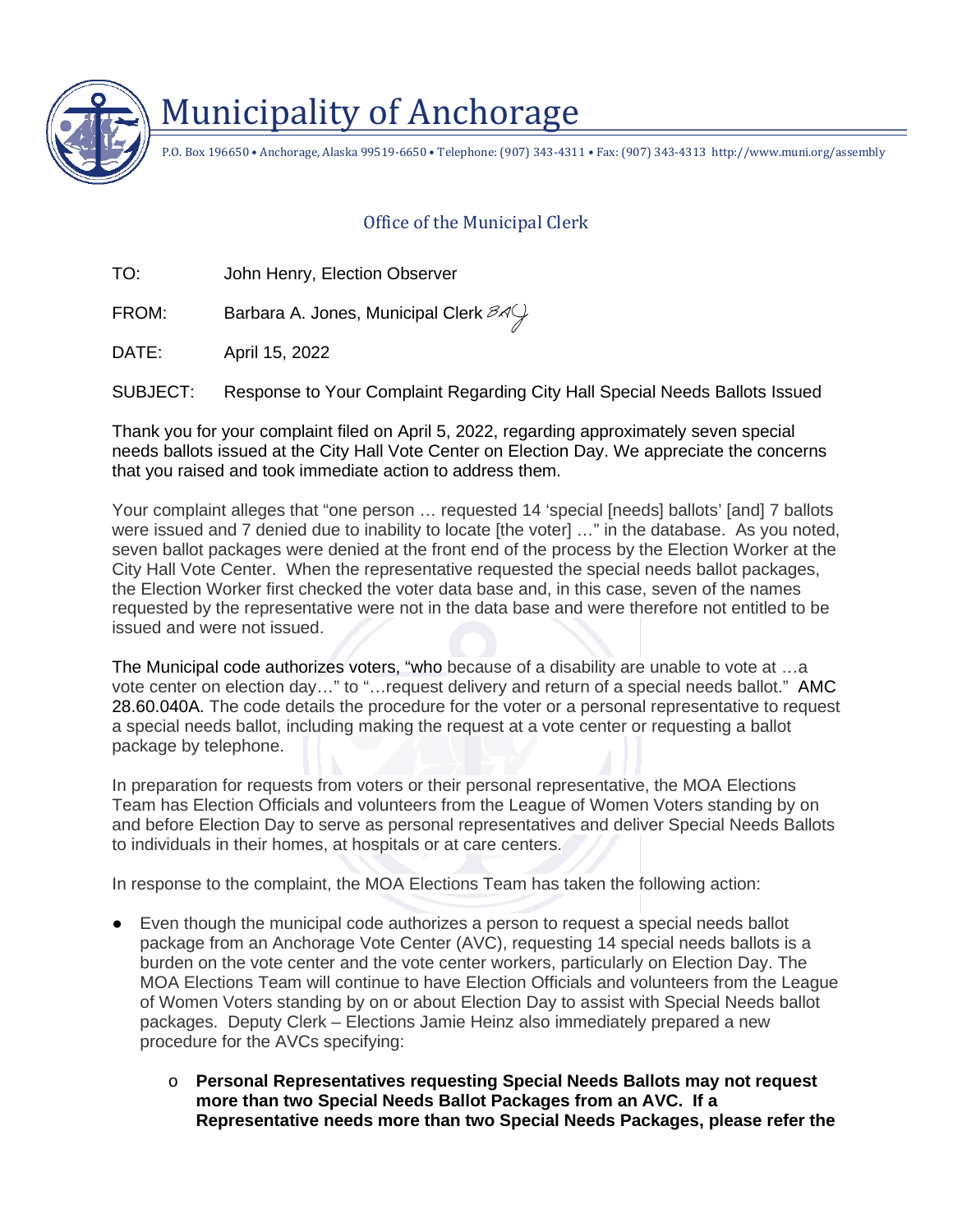# Municipality of Anchorage

P.O. Box 196650 • Anchorage, Alaska 99519-6650 • Telephone: (907) 343-4311 • Fax: (907) 343-4313 http://www.muni.org/assembly

## Office of the Municipal Clerk

TO: John Henry, Election Observer

FROM: Barbara A. Jones, Municipal Clerk BAJ

DATE: April 15, 2022

SUBJECT: Response to Your Complaint Regarding City Hall Special Needs Ballots Issued

Thank you for your complaint filed on April 5, 2022, regarding approximately seven special needs ballots issued at the City Hall Vote Center on Election Day. We appreciate the concerns that you raised and took immediate action to address them.

Your complaint alleges that "one person … requested 14 'special [needs] ballots' [and] 7 ballots were issued and 7 denied due to inability to locate [the voter] …" in the database. As you noted, seven ballot packages were denied at the front end of the process by the Election Worker at the City Hall Vote Center. When the representative requested the special needs ballot packages, the Election Worker first checked the voter data base and, in this case, seven of the names requested by the representative were not in the data base and were therefore not entitled to be issued and were not issued.

The Municipal code authorizes voters, "who because of a disability are unable to vote at …a vote center on election day…" to "…request delivery and return of a special needs ballot." AMC 28.60.040A. The code details the procedure for the voter or a personal representative to request a special needs ballot, including making the request at a vote center or requesting a ballot package by telephone.

In preparation for requests from voters or their personal representative, the MOA Elections Team has Election Officials and volunteers from the League of Women Voters standing by on and before Election Day to serve as personal representatives and deliver Special Needs Ballots to individuals in their homes, at hospitals or at care centers.

In response to the complaint, the MOA Elections Team has taken the following action:

- Even though the municipal code authorizes a person to request a special needs ballot package from an Anchorage Vote Center (AVC), requesting 14 special needs ballots is a burden on the vote center and the vote center workers, particularly on Election Day. The MOA Elections Team will continue to have Election Officials and volunteers from the League of Women Voters standing by on or about Election Day to assist with Special Needs ballot packages. Deputy Clerk – Elections Jamie Heinz also immediately prepared a new procedure for the AVCs specifying:
  - **Personal Representatives requesting Special Needs Ballots may not request more than two Special Needs Ballot Packages from an AVC. If a Representative needs more than two Special Needs Packages, please refer the**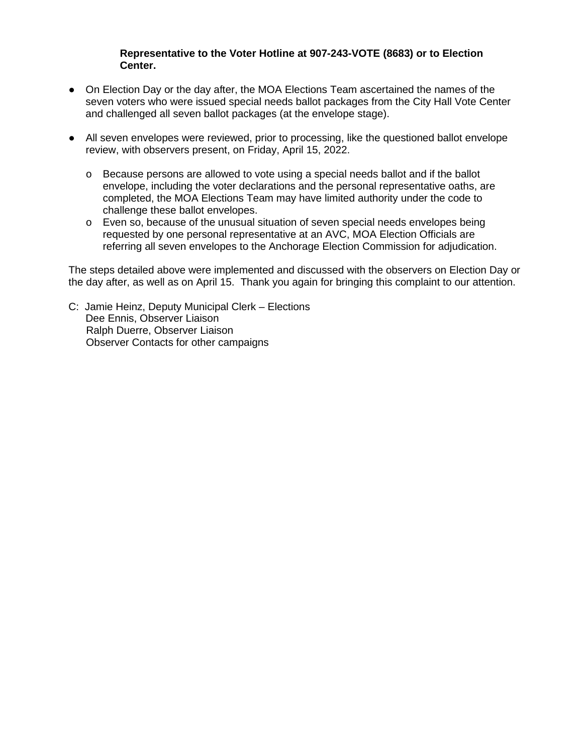**Representative to the Voter Hotline at 907-243-VOTE (8683) or to Election Center.**

- On Election Day or the day after, the MOA Elections Team ascertained the names of the seven voters who were issued special needs ballot packages from the City Hall Vote Center and challenged all seven ballot packages (at the envelope stage).

- All seven envelopes were reviewed, prior to processing, like the questioned ballot envelope review, with observers present, on Friday, April 15, 2022.

  - Because persons are allowed to vote using a special needs ballot and if the ballot envelope, including the voter declarations and the personal representative oaths, are completed, the MOA Elections Team may have limited authority under the code to challenge these ballot envelopes.
  - Even so, because of the unusual situation of seven special needs envelopes being requested by one personal representative at an AVC, MOA Election Officials are referring all seven envelopes to the Anchorage Election Commission for adjudication.

The steps detailed above were implemented and discussed with the observers on Election Day or the day after, as well as on April 15. Thank you again for bringing this complaint to our attention.

C: Jamie Heinz, Deputy Municipal Clerk – Elections
Dee Ennis, Observer Liaison
Ralph Duerre, Observer Liaison
Observer Contacts for other campaigns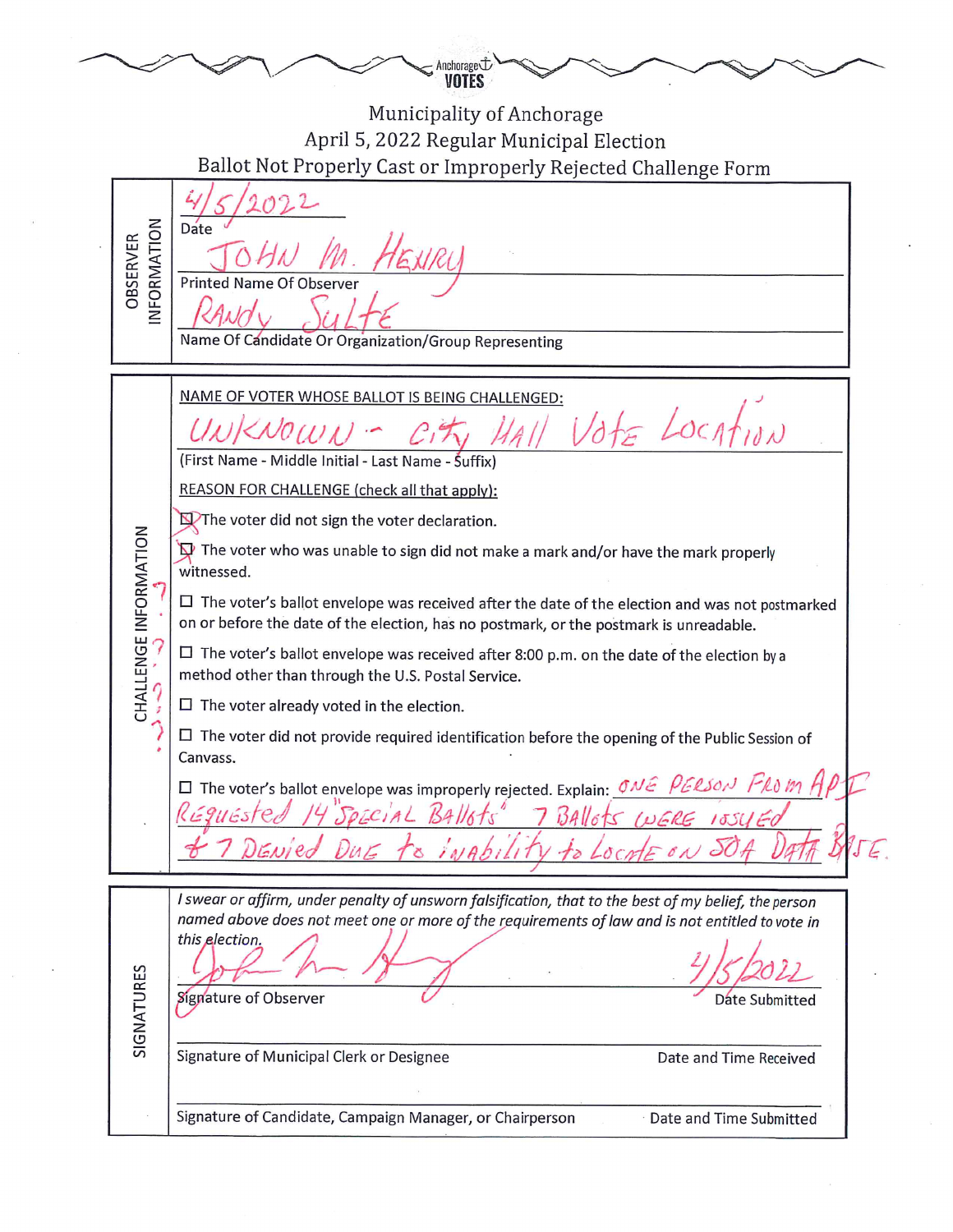Anchorage VOTES

# Municipality of Anchorage
## April 5, 2022 Regular Municipal Election
## Ballot Not Properly Cast or Improperly Rejected Challenge Form

**OBSERVER INFORMATION**

4/5/2022
Date

JOHN M. HENRY
Printed Name Of Observer

RANDY SULTE
Name Of Candidate Or Organization/Group Representing

**CHALLENGE INFORMATION**

NAME OF VOTER WHOSE BALLOT IS BEING CHALLENGED:

UNKNOWN - CITY HALL VOTE LOCATION
(First Name - Middle Initial - Last Name - Suffix)

REASON FOR CHALLENGE (check all that apply):

- ☒ The voter did not sign the voter declaration.
- ☒ The voter who was unable to sign did not make a mark and/or have the mark properly witnessed.
- ☐ The voter's ballot envelope was received after the date of the election and was not postmarked on or before the date of the election, has no postmark, or the postmark is unreadable.
- ☐ The voter's ballot envelope was received after 8:00 p.m. on the date of the election by a method other than through the U.S. Postal Service.
- ☐ The voter already voted in the election.
- ☐ The voter did not provide required identification before the opening of the Public Session of Canvass.
- ☐ The voter's ballot envelope was improperly rejected. Explain: ONE PERSON FROM API REQUESTED 14 "SPECIAL BALLOTS" 7 BALLOTS WERE ISSUED & 7 DENIED DUE TO INABILITY TO LOCATE ON SOA DATA BASE.

**SIGNATURES**

*I swear or affirm, under penalty of unsworn falsification, that to the best of my belief, the person named above does not meet one or more of the requirements of law and is not entitled to vote in this election.*

[Signature] 4/5/2022
Signature of Observer — Date Submitted

Signature of Municipal Clerk or Designee — Date and Time Received

Signature of Candidate, Campaign Manager, or Chairperson — Date and Time Submitted